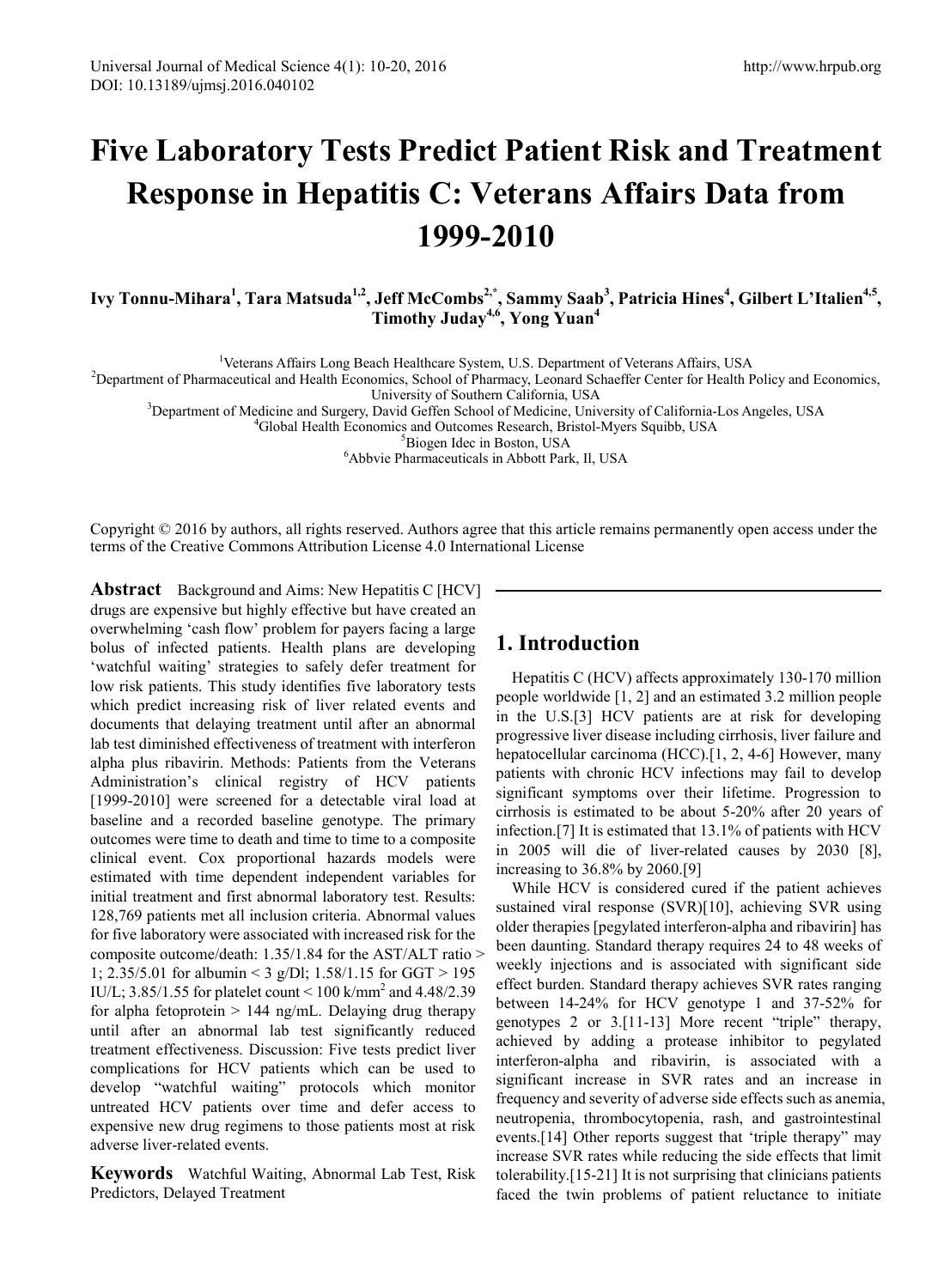# Five Laboratory Tests Predict Patient Risk and Treatment Response in Hepatitis C: Veterans Affairs Data from 1999-2010

**Ivy Tonnu-Mihara[1], Tara Matsuda[1,2], Jeff McCombs[2,*], Sammy Saab[3], Patricia Hines[4], Gilbert L'Italien[4,5], Timothy Juday[4,6], Yong Yuan[4]**

[1]Veterans Affairs Long Beach Healthcare System, U.S. Department of Veterans Affairs, USA
[2]Department of Pharmaceutical and Health Economics, School of Pharmacy, Leonard Schaeffer Center for Health Policy and Economics, University of Southern California, USA
[3]Department of Medicine and Surgery, David Geffen School of Medicine, University of California-Los Angeles, USA
[4]Global Health Economics and Outcomes Research, Bristol-Myers Squibb, USA
[5]Biogen Idec in Boston, USA
[6]Abbvie Pharmaceuticals in Abbott Park, Il, USA

Copyright © 2016 by authors, all rights reserved. Authors agree that this article remains permanently open access under the terms of the Creative Commons Attribution License 4.0 International License

**Abstract** Background and Aims: New Hepatitis C [HCV] drugs are expensive but highly effective but have created an overwhelming 'cash flow' problem for payers facing a large bolus of infected patients. Health plans are developing 'watchful waiting' strategies to safely defer treatment for low risk patients. This study identifies five laboratory tests which predict increasing risk of liver related events and documents that delaying treatment until after an abnormal lab test diminished effectiveness of treatment with interferon alpha plus ribavirin. Methods: Patients from the Veterans Administration's clinical registry of HCV patients [1999-2010] were screened for a detectable viral load at baseline and a recorded baseline genotype. The primary outcomes were time to death and time to time to a composite clinical event. Cox proportional hazards models were estimated with time dependent independent variables for initial treatment and first abnormal laboratory test. Results: 128,769 patients met all inclusion criteria. Abnormal values for five laboratory were associated with increased risk for the composite outcome/death: 1.35/1.84 for the AST/ALT ratio > 1; 2.35/5.01 for albumin < 3 g/Dl; 1.58/1.15 for GGT > 195 IU/L; 3.85/1.55 for platelet count < 100 k/mm$^2$ and 4.48/2.39 for alpha fetoprotein > 144 ng/mL. Delaying drug therapy until after an abnormal lab test significantly reduced treatment effectiveness. Discussion: Five tests predict liver complications for HCV patients which can be used to develop "watchful waiting" protocols which monitor untreated HCV patients over time and defer access to expensive new drug regimens to those patients most at risk adverse liver-related events.

**Keywords** Watchful Waiting, Abnormal Lab Test, Risk Predictors, Delayed Treatment

## 1. Introduction

Hepatitis C (HCV) affects approximately 130-170 million people worldwide [1, 2] and an estimated 3.2 million people in the U.S.[3] HCV patients are at risk for developing progressive liver disease including cirrhosis, liver failure and hepatocellular carcinoma (HCC).[1, 2, 4-6] However, many patients with chronic HCV infections may fail to develop significant symptoms over their lifetime. Progression to cirrhosis is estimated to be about 5-20% after 20 years of infection.[7] It is estimated that 13.1% of patients with HCV in 2005 will die of liver-related causes by 2030 [8], increasing to 36.8% by 2060.[9]

While HCV is considered cured if the patient achieves sustained viral response (SVR)[10], achieving SVR using older therapies [pegylated interferon-alpha and ribavirin] has been daunting. Standard therapy requires 24 to 48 weeks of weekly injections and is associated with significant side effect burden. Standard therapy achieves SVR rates ranging between 14-24% for HCV genotype 1 and 37-52% for genotypes 2 or 3.[11-13] More recent "triple" therapy, achieved by adding a protease inhibitor to pegylated interferon-alpha and ribavirin, is associated with a significant increase in SVR rates and an increase in frequency and severity of adverse side effects such as anemia, neutropenia, thrombocytopenia, rash, and gastrointestinal events.[14] Other reports suggest that 'triple therapy" may increase SVR rates while reducing the side effects that limit tolerability.[15-21] It is not surprising that clinicians patients faced the twin problems of patient reluctance to initiate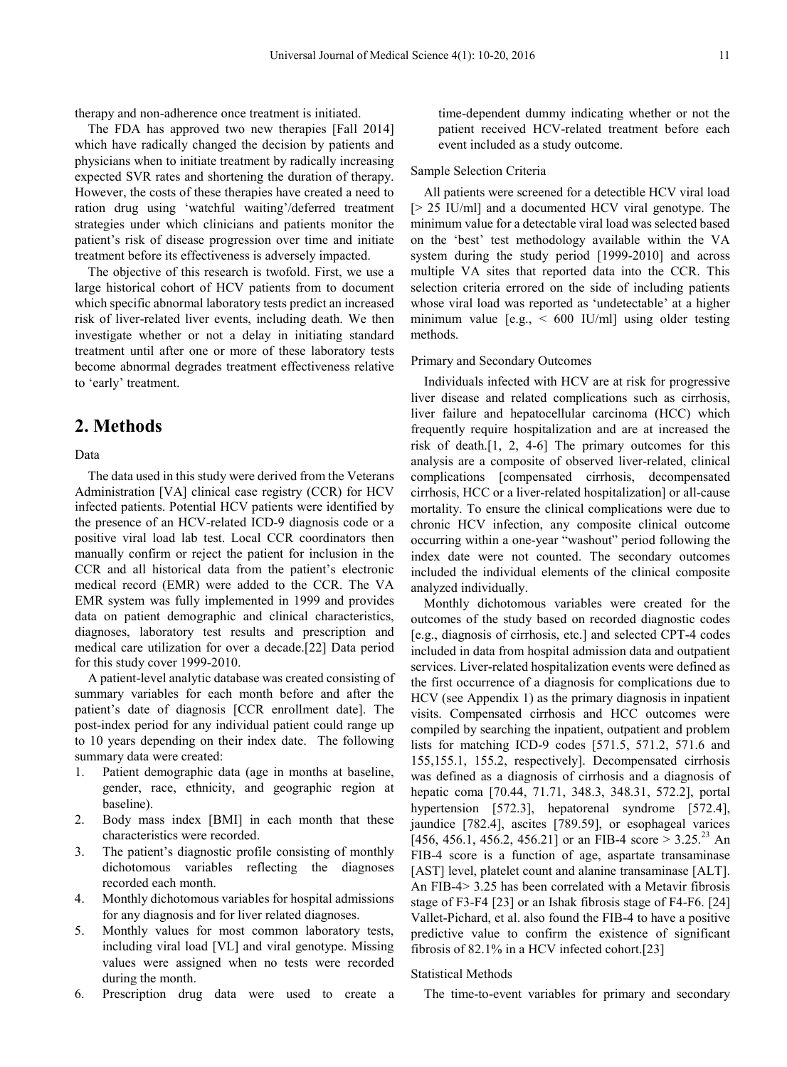therapy and non-adherence once treatment is initiated.

The FDA has approved two new therapies [Fall 2014] which have radically changed the decision by patients and physicians when to initiate treatment by radically increasing expected SVR rates and shortening the duration of therapy. However, the costs of these therapies have created a need to ration drug using 'watchful waiting'/deferred treatment strategies under which clinicians and patients monitor the patient's risk of disease progression over time and initiate treatment before its effectiveness is adversely impacted.

The objective of this research is twofold. First, we use a large historical cohort of HCV patients from to document which specific abnormal laboratory tests predict an increased risk of liver-related liver events, including death. We then investigate whether or not a delay in initiating standard treatment until after one or more of these laboratory tests become abnormal degrades treatment effectiveness relative to 'early' treatment.

## 2. Methods

### Data

The data used in this study were derived from the Veterans Administration [VA] clinical case registry (CCR) for HCV infected patients. Potential HCV patients were identified by the presence of an HCV-related ICD-9 diagnosis code or a positive viral load lab test. Local CCR coordinators then manually confirm or reject the patient for inclusion in the CCR and all historical data from the patient's electronic medical record (EMR) were added to the CCR. The VA EMR system was fully implemented in 1999 and provides data on patient demographic and clinical characteristics, diagnoses, laboratory test results and prescription and medical care utilization for over a decade.[22] Data period for this study cover 1999-2010.

A patient-level analytic database was created consisting of summary variables for each month before and after the patient's date of diagnosis [CCR enrollment date]. The post-index period for any individual patient could range up to 10 years depending on their index date. The following summary data were created:

1. Patient demographic data (age in months at baseline, gender, race, ethnicity, and geographic region at baseline).
2. Body mass index [BMI] in each month that these characteristics were recorded.
3. The patient's diagnostic profile consisting of monthly dichotomous variables reflecting the diagnoses recorded each month.
4. Monthly dichotomous variables for hospital admissions for any diagnosis and for liver related diagnoses.
5. Monthly values for most common laboratory tests, including viral load [VL] and viral genotype. Missing values were assigned when no tests were recorded during the month.
6. Prescription drug data were used to create a time-dependent dummy indicating whether or not the patient received HCV-related treatment before each event included as a study outcome.

### Sample Selection Criteria

All patients were screened for a detectible HCV viral load [> 25 IU/ml] and a documented HCV viral genotype. The minimum value for a detectable viral load was selected based on the 'best' test methodology available within the VA system during the study period [1999-2010] and across multiple VA sites that reported data into the CCR. This selection criteria errored on the side of including patients whose viral load was reported as 'undetectable' at a higher minimum value [e.g., < 600 IU/ml] using older testing methods.

### Primary and Secondary Outcomes

Individuals infected with HCV are at risk for progressive liver disease and related complications such as cirrhosis, liver failure and hepatocellular carcinoma (HCC) which frequently require hospitalization and are at increased the risk of death.[1, 2, 4-6] The primary outcomes for this analysis are a composite of observed liver-related, clinical complications [compensated cirrhosis, decompensated cirrhosis, HCC or a liver-related hospitalization] or all-cause mortality. To ensure the clinical complications were due to chronic HCV infection, any composite clinical outcome occurring within a one-year "washout" period following the index date were not counted. The secondary outcomes included the individual elements of the clinical composite analyzed individually.

Monthly dichotomous variables were created for the outcomes of the study based on recorded diagnostic codes [e.g., diagnosis of cirrhosis, etc.] and selected CPT-4 codes included in data from hospital admission data and outpatient services. Liver-related hospitalization events were defined as the first occurrence of a diagnosis for complications due to HCV (see Appendix 1) as the primary diagnosis in inpatient visits. Compensated cirrhosis and HCC outcomes were compiled by searching the inpatient, outpatient and problem lists for matching ICD-9 codes [571.5, 571.2, 571.6 and 155,155.1, 155.2, respectively]. Decompensated cirrhosis was defined as a diagnosis of cirrhosis and a diagnosis of hepatic coma [70.44, 71.71, 348.3, 348.31, 572.2], portal hypertension [572.3], hepatorenal syndrome [572.4], jaundice [782.4], ascites [789.59], or esophageal varices [456, 456.1, 456.2, 456.21] or an FIB-4 score > 3.25.[23] An FIB-4 score is a function of age, aspartate transaminase [AST] level, platelet count and alanine transaminase [ALT]. An FIB-4> 3.25 has been correlated with a Metavir fibrosis stage of F3-F4 [23] or an Ishak fibrosis stage of F4-F6. [24] Vallet-Pichard, et al. also found the FIB-4 to have a positive predictive value to confirm the existence of significant fibrosis of 82.1% in a HCV infected cohort.[23]

### Statistical Methods

The time-to-event variables for primary and secondary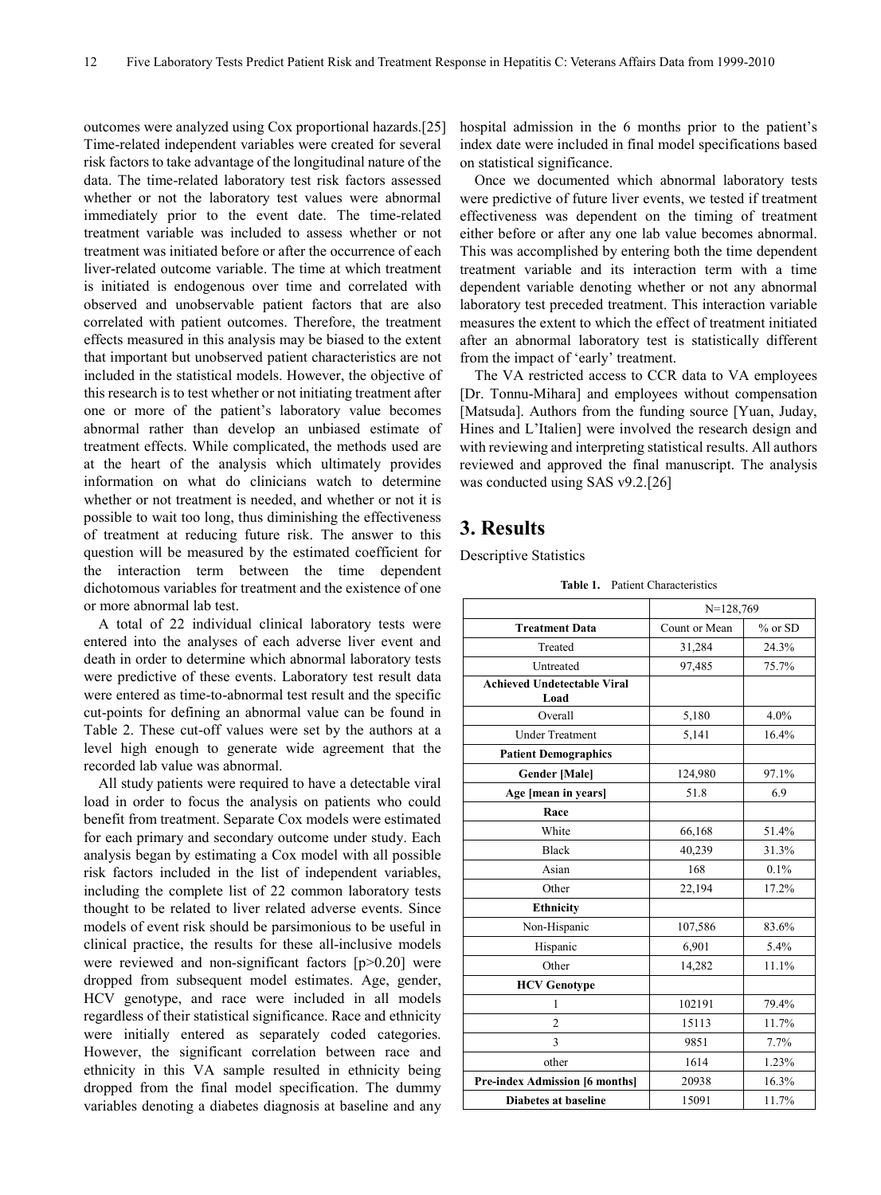outcomes were analyzed using Cox proportional hazards.[25] Time-related independent variables were created for several risk factors to take advantage of the longitudinal nature of the data. The time-related laboratory test risk factors assessed whether or not the laboratory test values were abnormal immediately prior to the event date. The time-related treatment variable was included to assess whether or not treatment was initiated before or after the occurrence of each liver-related outcome variable. The time at which treatment is initiated is endogenous over time and correlated with observed and unobservable patient factors that are also correlated with patient outcomes. Therefore, the treatment effects measured in this analysis may be biased to the extent that important but unobserved patient characteristics are not included in the statistical models. However, the objective of this research is to test whether or not initiating treatment after one or more of the patient's laboratory value becomes abnormal rather than develop an unbiased estimate of treatment effects. While complicated, the methods used are at the heart of the analysis which ultimately provides information on what do clinicians watch to determine whether or not treatment is needed, and whether or not it is possible to wait too long, thus diminishing the effectiveness of treatment at reducing future risk. The answer to this question will be measured by the estimated coefficient for the interaction term between the time dependent dichotomous variables for treatment and the existence of one or more abnormal lab test.

A total of 22 individual clinical laboratory tests were entered into the analyses of each adverse liver event and death in order to determine which abnormal laboratory tests were predictive of these events. Laboratory test result data were entered as time-to-abnormal test result and the specific cut-points for defining an abnormal value can be found in Table 2. These cut-off values were set by the authors at a level high enough to generate wide agreement that the recorded lab value was abnormal.

All study patients were required to have a detectable viral load in order to focus the analysis on patients who could benefit from treatment. Separate Cox models were estimated for each primary and secondary outcome under study. Each analysis began by estimating a Cox model with all possible risk factors included in the list of independent variables, including the complete list of 22 common laboratory tests thought to be related to liver related adverse events. Since models of event risk should be parsimonious to be useful in clinical practice, the results for these all-inclusive models were reviewed and non-significant factors [$p>0.20$] were dropped from subsequent model estimates. Age, gender, HCV genotype, and race were included in all models regardless of their statistical significance. Race and ethnicity were initially entered as separately coded categories. However, the significant correlation between race and ethnicity in this VA sample resulted in ethnicity being dropped from the final model specification. The dummy variables denoting a diabetes diagnosis at baseline and any hospital admission in the 6 months prior to the patient's index date were included in final model specifications based on statistical significance.

Once we documented which abnormal laboratory tests were predictive of future liver events, we tested if treatment effectiveness was dependent on the timing of treatment either before or after any one lab value becomes abnormal. This was accomplished by entering both the time dependent treatment variable and its interaction term with a time dependent variable denoting whether or not any abnormal laboratory test preceded treatment. This interaction variable measures the extent to which the effect of treatment initiated after an abnormal laboratory test is statistically different from the impact of 'early' treatment.

The VA restricted access to CCR data to VA employees [Dr. Tonnu-Mihara] and employees without compensation [Matsuda]. Authors from the funding source [Yuan, Juday, Hines and L'Italien] were involved the research design and with reviewing and interpreting statistical results. All authors reviewed and approved the final manuscript. The analysis was conducted using SAS v9.2.[26]

# 3. Results

Descriptive Statistics

**Table 1.** Patient Characteristics

| | N=128,769 | |
|---|---|---|
| **Treatment Data** | Count or Mean | % or SD |
| Treated | 31,284 | 24.3% |
| Untreated | 97,485 | 75.7% |
| **Achieved Undetectable Viral Load** | | |
| Overall | 5,180 | 4.0% |
| Under Treatment | 5,141 | 16.4% |
| **Patient Demographics** | | |
| **Gender [Male]** | 124,980 | 97.1% |
| **Age [mean in years]** | 51.8 | 6.9 |
| **Race** | | |
| White | 66,168 | 51.4% |
| Black | 40,239 | 31.3% |
| Asian | 168 | 0.1% |
| Other | 22,194 | 17.2% |
| **Ethnicity** | | |
| Non-Hispanic | 107,586 | 83.6% |
| Hispanic | 6,901 | 5.4% |
| Other | 14,282 | 11.1% |
| **HCV Genotype** | | |
| 1 | 102191 | 79.4% |
| 2 | 15113 | 11.7% |
| 3 | 9851 | 7.7% |
| other | 1614 | 1.23% |
| **Pre-index Admission [6 months]** | 20938 | 16.3% |
| **Diabetes at baseline** | 15091 | 11.7% |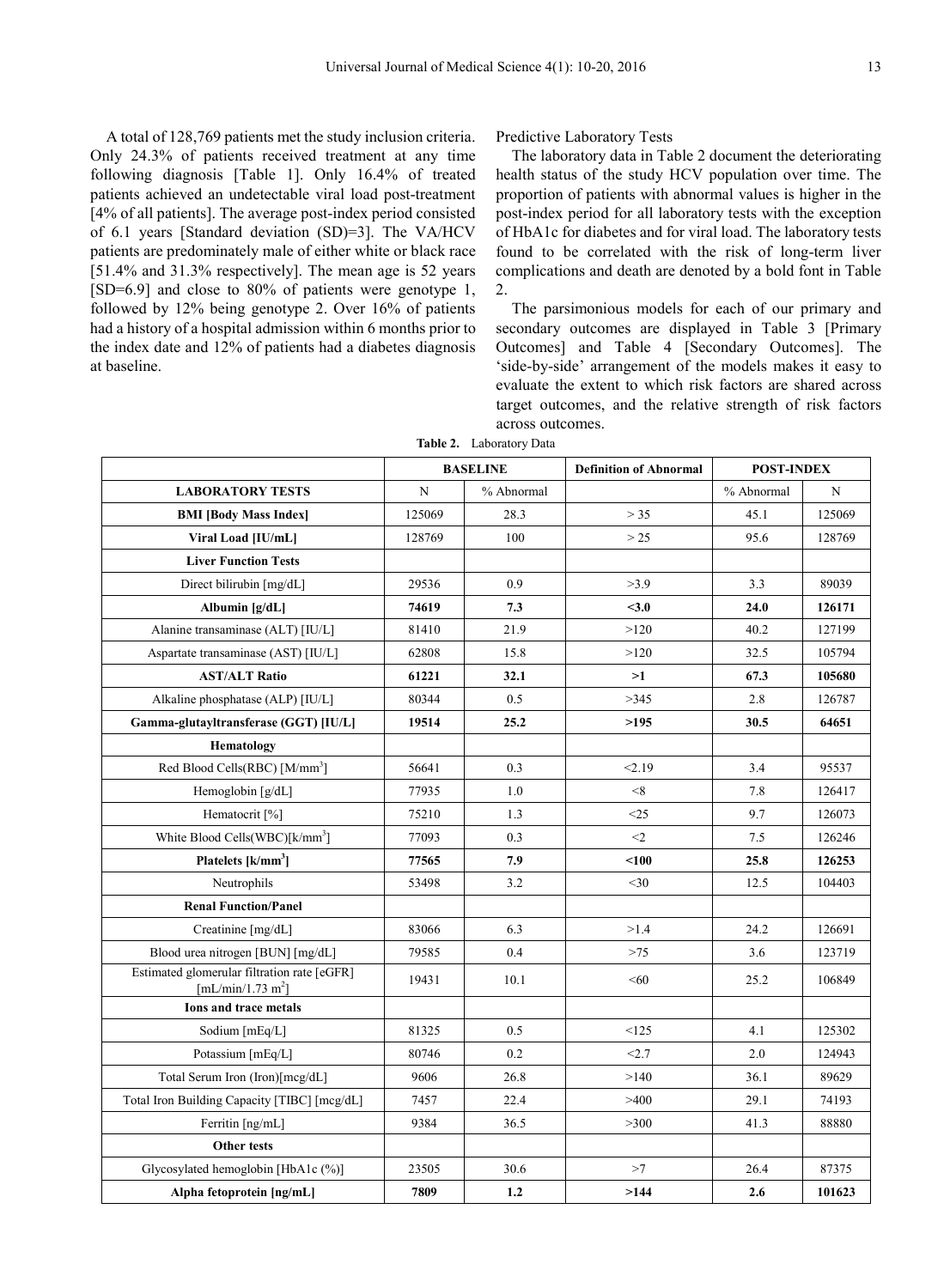A total of 128,769 patients met the study inclusion criteria. Only 24.3% of patients received treatment at any time following diagnosis [Table 1]. Only 16.4% of treated patients achieved an undetectable viral load post-treatment [4% of all patients]. The average post-index period consisted of 6.1 years [Standard deviation (SD)=3]. The VA/HCV patients are predominately male of either white or black race [51.4% and 31.3% respectively]. The mean age is 52 years [SD=6.9] and close to 80% of patients were genotype 1, followed by 12% being genotype 2. Over 16% of patients had a history of a hospital admission within 6 months prior to the index date and 12% of patients had a diabetes diagnosis at baseline.

Predictive Laboratory Tests

The laboratory data in Table 2 document the deteriorating health status of the study HCV population over time. The proportion of patients with abnormal values is higher in the post-index period for all laboratory tests with the exception of HbA1c for diabetes and for viral load. The laboratory tests found to be correlated with the risk of long-term liver complications and death are denoted by a bold font in Table 2.

The parsimonious models for each of our primary and secondary outcomes are displayed in Table 3 [Primary Outcomes] and Table 4 [Secondary Outcomes]. The 'side-by-side' arrangement of the models makes it easy to evaluate the extent to which risk factors are shared across target outcomes, and the relative strength of risk factors across outcomes.

**Table 2.** Laboratory Data

| | BASELINE | | Definition of Abnormal | POST-INDEX | |
|---|---|---|---|---|---|
| **LABORATORY TESTS** | N | % Abnormal | | % Abnormal | N |
| **BMI [Body Mass Index]** | 125069 | 28.3 | > 35 | 45.1 | 125069 |
| **Viral Load [IU/mL]** | 128769 | 100 | > 25 | 95.6 | 128769 |
| **Liver Function Tests** | | | | | |
| Direct bilirubin [mg/dL] | 29536 | 0.9 | >3.9 | 3.3 | 89039 |
| **Albumin [g/dL]** | **74619** | **7.3** | **<3.0** | **24.0** | **126171** |
| Alanine transaminase (ALT) [IU/L] | 81410 | 21.9 | >120 | 40.2 | 127199 |
| Aspartate transaminase (AST) [IU/L] | 62808 | 15.8 | >120 | 32.5 | 105794 |
| **AST/ALT Ratio** | **61221** | **32.1** | **>1** | **67.3** | **105680** |
| Alkaline phosphatase (ALP) [IU/L] | 80344 | 0.5 | >345 | 2.8 | 126787 |
| **Gamma-glutayltransferase (GGT) [IU/L]** | **19514** | **25.2** | **>195** | **30.5** | **64651** |
| **Hematology** | | | | | |
| Red Blood Cells(RBC) [M/mm$^3$] | 56641 | 0.3 | <2.19 | 3.4 | 95537 |
| Hemoglobin [g/dL] | 77935 | 1.0 | <8 | 7.8 | 126417 |
| Hematocrit [%] | 75210 | 1.3 | <25 | 9.7 | 126073 |
| White Blood Cells(WBC)[k/mm$^3$] | 77093 | 0.3 | <2 | 7.5 | 126246 |
| **Platelets [k/mm$^3$]** | **77565** | **7.9** | **<100** | **25.8** | **126253** |
| Neutrophils | 53498 | 3.2 | <30 | 12.5 | 104403 |
| **Renal Function/Panel** | | | | | |
| Creatinine [mg/dL] | 83066 | 6.3 | >1.4 | 24.2 | 126691 |
| Blood urea nitrogen [BUN] [mg/dL] | 79585 | 0.4 | >75 | 3.6 | 123719 |
| Estimated glomerular filtration rate [eGFR] [mL/min/1.73 m$^2$] | 19431 | 10.1 | <60 | 25.2 | 106849 |
| **Ions and trace metals** | | | | | |
| Sodium [mEq/L] | 81325 | 0.5 | <125 | 4.1 | 125302 |
| Potassium [mEq/L] | 80746 | 0.2 | <2.7 | 2.0 | 124943 |
| Total Serum Iron (Iron)[mcg/dL] | 9606 | 26.8 | >140 | 36.1 | 89629 |
| Total Iron Building Capacity [TIBC] [mcg/dL] | 7457 | 22.4 | >400 | 29.1 | 74193 |
| Ferritin [ng/mL] | 9384 | 36.5 | >300 | 41.3 | 88880 |
| **Other tests** | | | | | |
| Glycosylated hemoglobin [HbA1c (%)] | 23505 | 30.6 | >7 | 26.4 | 87375 |
| **Alpha fetoprotein [ng/mL]** | **7809** | **1.2** | **>144** | **2.6** | **101623** |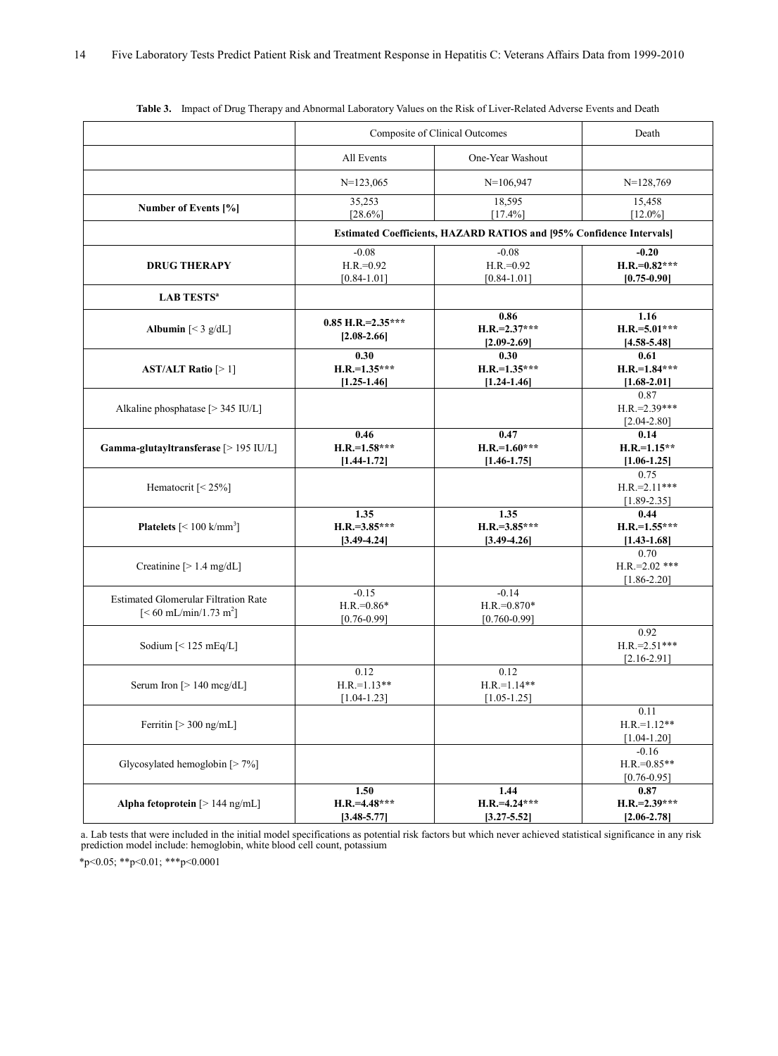**Table 3.** Impact of Drug Therapy and Abnormal Laboratory Values on the Risk of Liver-Related Adverse Events and Death

| | Composite of Clinical Outcomes | | Death |
|---|---|---|---|
| | All Events | One-Year Washout | |
| | N=123,065 | N=106,947 | N=128,769 |
| **Number of Events [%]** | 35,253 [28.6%] | 18,595 [17.4%] | 15,458 [12.0%] |
| | **Estimated Coefficients, HAZARD RATIOS and [95% Confidence Intervals]** | | |
| **DRUG THERAPY** | -0.08 H.R.=0.92 [0.84-1.01] | -0.08 H.R.=0.92 [0.84-1.01] | **-0.20 H.R.=0.82*** [0.75-0.90]** |
| **LAB TESTS[a]** | | | |
| **Albumin** [< 3 g/dL] | **0.85 H.R.=2.35*** [2.08-2.66]** | **0.86 H.R.=2.37*** [2.09-2.69]** | **1.16 H.R.=5.01*** [4.58-5.48]** |
| **AST/ALT Ratio** [> 1] | **0.30 H.R.=1.35*** [1.25-1.46]** | **0.30 H.R.=1.35*** [1.24-1.46]** | **0.61 H.R.=1.84*** [1.68-2.01]** |
| Alkaline phosphatase [> 345 IU/L] | | | 0.87 H.R.=2.39*** [2.04-2.80] |
| **Gamma-glutayltransferase** [> 195 IU/L] | **0.46 H.R.=1.58*** [1.44-1.72]** | **0.47 H.R.=1.60*** [1.46-1.75]** | **0.14 H.R.=1.15** [1.06-1.25]** |
| Hematocrit [< 25%] | | | 0.75 H.R.=2.11*** [1.89-2.35] |
| **Platelets** [< 100 k/mm$^3$] | **1.35 H.R.=3.85*** [3.49-4.24]** | **1.35 H.R.=3.85*** [3.49-4.26]** | **0.44 H.R.=1.55*** [1.43-1.68]** |
| Creatinine [> 1.4 mg/dL] | | | 0.70 H.R.=2.02 *** [1.86-2.20] |
| Estimated Glomerular Filtration Rate [< 60 mL/min/1.73 m$^2$] | -0.15 H.R.=0.86* [0.76-0.99] | -0.14 H.R.=0.870* [0.760-0.99] | |
| Sodium [< 125 mEq/L] | | | 0.92 H.R.=2.51*** [2.16-2.91] |
| Serum Iron [> 140 mcg/dL] | 0.12 H.R.=1.13** [1.04-1.23] | 0.12 H.R.=1.14** [1.05-1.25] | |
| Ferritin [> 300 ng/mL] | | | 0.11 H.R.=1.12** [1.04-1.20] |
| Glycosylated hemoglobin [> 7%] | | | -0.16 H.R.=0.85** [0.76-0.95] |
| **Alpha fetoprotein** [> 144 ng/mL] | **1.50 H.R.=4.48*** [3.48-5.77]** | **1.44 H.R.=4.24*** [3.27-5.52]** | **0.87 H.R.=2.39*** [2.06-2.78]** |

a. Lab tests that were included in the initial model specifications as potential risk factors but which never achieved statistical significance in any risk prediction model include: hemoglobin, white blood cell count, potassium

*p<0.05; **p<0.01; ***p<0.0001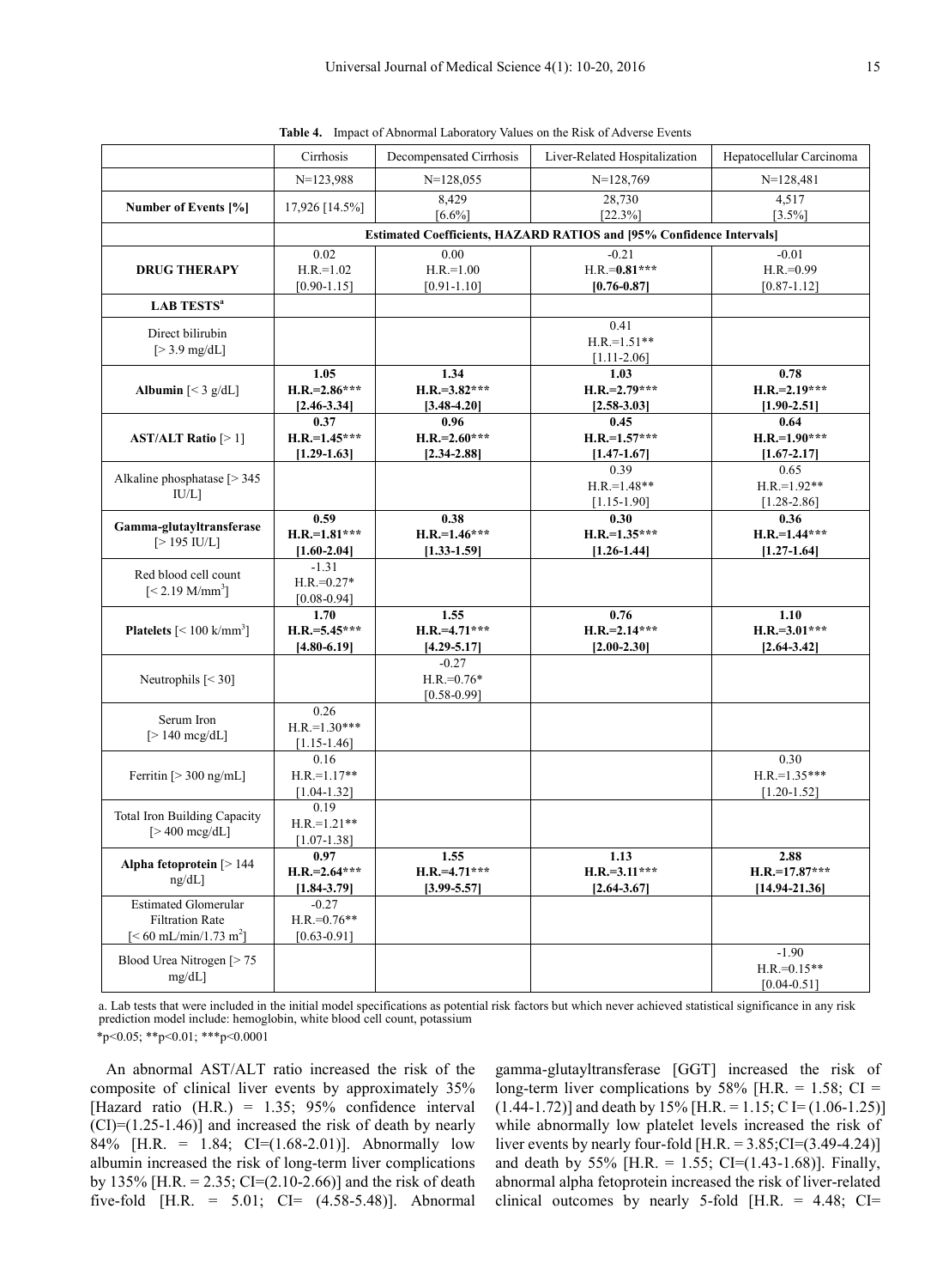**Table 4.** Impact of Abnormal Laboratory Values on the Risk of Adverse Events

| | Cirrhosis | Decompensated Cirrhosis | Liver-Related Hospitalization | Hepatocellular Carcinoma |
|---|---|---|---|---|
| | N=123,988 | N=128,055 | N=128,769 | N=128,481 |
| **Number of Events [%]** | 17,926 [14.5%] | 8,429 [6.6%] | 28,730 [22.3%] | 4,517 [3.5%] |
| | **Estimated Coefficients, HAZARD RATIOS and [95% Confidence Intervals]** | | | |
| **DRUG THERAPY** | 0.02 H.R.=1.02 [0.90-1.15] | 0.00 H.R.=1.00 [0.91-1.10] | -0.21 H.R.=**0.81\*\*\*** **[0.76-0.87]** | -0.01 H.R.=0.99 [0.87-1.12] |
| **LAB TESTS**[a] | | | | |
| Direct bilirubin [> 3.9 mg/dL] | | | 0.41 H.R.=1.51** [1.11-2.06] | |
| **Albumin** [< 3 g/dL] | **1.05 H.R.=2.86\*\*\* [2.46-3.34]** | **1.34 H.R.=3.82\*\*\* [3.48-4.20]** | **1.03 H.R.=2.79\*\*\* [2.58-3.03]** | **0.78 H.R.=2.19\*\*\* [1.90-2.51]** |
| **AST/ALT Ratio** [> 1] | **0.37 H.R.=1.45\*\*\* [1.29-1.63]** | **0.96 H.R.=2.60\*\*\* [2.34-2.88]** | **0.45 H.R.=1.57\*\*\* [1.47-1.67]** | **0.64 H.R.=1.90\*\*\* [1.67-2.17]** |
| Alkaline phosphatase [> 345 IU/L] | | | 0.39 H.R.=1.48** [1.15-1.90] | 0.65 H.R.=1.92** [1.28-2.86] |
| **Gamma-glutayltransferase** [> 195 IU/L] | **0.59 H.R.=1.81\*\*\* [1.60-2.04]** | **0.38 H.R.=1.46\*\*\* [1.33-1.59]** | **0.30 H.R.=1.35\*\*\* [1.26-1.44]** | **0.36 H.R.=1.44\*\*\* [1.27-1.64]** |
| Red blood cell count [< 2.19 M/mm$^3$] | -1.31 H.R.=0.27* [0.08-0.94] | | | |
| **Platelets** [< 100 k/mm$^3$] | **1.70 H.R.=5.45\*\*\* [4.80-6.19]** | **1.55 H.R.=4.71\*\*\* [4.29-5.17]** | **0.76 H.R.=2.14\*\*\* [2.00-2.30]** | **1.10 H.R.=3.01\*\*\* [2.64-3.42]** |
| Neutrophils [< 30] | | -0.27 H.R.=0.76* [0.58-0.99] | | |
| Serum Iron [> 140 mcg/dL] | 0.26 H.R.=1.30*** [1.15-1.46] | | | |
| Ferritin [> 300 ng/mL] | 0.16 H.R.=1.17** [1.04-1.32] | | | 0.30 H.R.=1.35*** [1.20-1.52] |
| Total Iron Building Capacity [> 400 mcg/dL] | 0.19 H.R.=1.21** [1.07-1.38] | | | |
| **Alpha fetoprotein** [> 144 ng/dL] | **0.97 H.R.=2.64\*\*\* [1.84-3.79]** | **1.55 H.R.=4.71\*\*\* [3.99-5.57]** | **1.13 H.R.=3.11\*\*\* [2.64-3.67]** | **2.88 H.R.=17.87\*\*\* [14.94-21.36]** |
| Estimated Glomerular Filtration Rate [< 60 mL/min/1.73 m$^2$] | -0.27 H.R.=0.76** [0.63-0.91] | | | |
| Blood Urea Nitrogen [> 75 mg/dL] | | | | -1.90 H.R.=0.15** [0.04-0.51] |

a. Lab tests that were included in the initial model specifications as potential risk factors but which never achieved statistical significance in any risk prediction model include: hemoglobin, white blood cell count, potassium

*p<0.05; **p<0.01; ***p<0.0001

An abnormal AST/ALT ratio increased the risk of the composite of clinical liver events by approximately 35% [Hazard ratio (H.R.) = 1.35; 95% confidence interval (CI)=(1.25-1.46)] and increased the risk of death by nearly 84% [H.R. = 1.84; CI=(1.68-2.01)]. Abnormally low albumin increased the risk of long-term liver complications by 135% [H.R. = 2.35; CI=(2.10-2.66)] and the risk of death five-fold [H.R. = 5.01; CI= (4.58-5.48)]. Abnormal gamma-glutayltransferase [GGT] increased the risk of long-term liver complications by 58% [H.R. = 1.58; CI = (1.44-1.72)] and death by 15% [H.R. = 1.15; C I= (1.06-1.25)] while abnormally low platelet levels increased the risk of liver events by nearly four-fold [H.R. = 3.85;CI=(3.49-4.24)] and death by 55% [H.R. = 1.55; CI=(1.43-1.68)]. Finally, abnormal alpha fetoprotein increased the risk of liver-related clinical outcomes by nearly 5-fold [H.R. = 4.48; CI=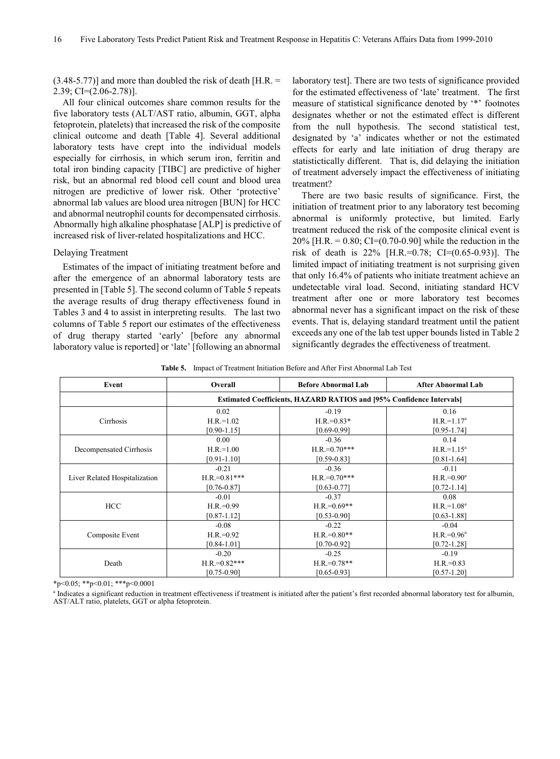(3.48-5.77)] and more than doubled the risk of death [H.R. = 2.39; CI=(2.06-2.78)].

All four clinical outcomes share common results for the five laboratory tests (ALT/AST ratio, albumin, GGT, alpha fetoprotein, platelets) that increased the risk of the composite clinical outcome and death [Table 4]. Several additional laboratory tests have crept into the individual models especially for cirrhosis, in which serum iron, ferritin and total iron binding capacity [TIBC] are predictive of higher risk, but an abnormal red blood cell count and blood urea nitrogen are predictive of lower risk. Other 'protective' abnormal lab values are blood urea nitrogen [BUN] for HCC and abnormal neutrophil counts for decompensated cirrhosis. Abnormally high alkaline phosphatase [ALP] is predictive of increased risk of liver-related hospitalizations and HCC.

### Delaying Treatment

Estimates of the impact of initiating treatment before and after the emergence of an abnormal laboratory tests are presented in [Table 5]. The second column of Table 5 repeats the average results of drug therapy effectiveness found in Tables 3 and 4 to assist in interpreting results. The last two columns of Table 5 report our estimates of the effectiveness of drug therapy started 'early' [before any abnormal laboratory value is reported] or 'late' [following an abnormal laboratory test]. There are two tests of significance provided for the estimated effectiveness of 'late' treatment. The first measure of statistical significance denoted by '*' footnotes designates whether or not the estimated effect is different from the null hypothesis. The second statistical test, designated by 'a' indicates whether or not the estimated effects for early and late initiation of drug therapy are statistictically different. That is, did delaying the initiation of treatment adversely impact the effectiveness of initiating treatment?

There are two basic results of significance. First, the initiation of treatment prior to any laboratory test becoming abnormal is uniformly protective, but limited. Early treatment reduced the risk of the composite clinical event is 20% [H.R. = 0.80; CI=(0.70-0.90] while the reduction in the risk of death is 22% [H.R.=0.78; CI=(0.65-0.93)]. The limited impact of initiating treatment is not surprising given that only 16.4% of patients who initiate treatment achieve an undetectable viral load. Second, initiating standard HCV treatment after one or more laboratory test becomes abnormal never has a significant impact on the risk of these events. That is, delaying standard treatment until the patient exceeds any one of the lab test upper bounds listed in Table 2 significantly degrades the effectiveness of treatment.

**Table 5.** Impact of Treatment Initiation Before and After First Abnormal Lab Test

| Event | Overall | Before Abnormal Lab | After Abnormal Lab |
|---|---|---|---|
| | **Estimated Coefficients, HAZARD RATIOS and [95% Confidence Intervals]** | | |
| Cirrhosis | 0.02<br>H.R.=1.02<br>[0.90-1.15] | -0.19<br>H.R.=0.83*<br>[0.69-0.99] | 0.16<br>H.R.=1.17[a]<br>[0.95-1.74] |
| Decompensated Cirrhosis | 0.00<br>H.R.=1.00<br>[0.91-1.10] | -0.36<br>H.R.=0.70***<br>[0.59-0.83] | 0.14<br>H.R.=1.15[a]<br>[0.81-1.64] |
| Liver Related Hospitalization | -0.21<br>H.R.=0.81***<br>[0.76-0.87] | -0.36<br>H.R.=0.70***<br>[0.63-0.77] | -0.11<br>H.R.=0.90[a]<br>[0.72-1.14] |
| HCC | -0.01<br>H.R.=0.99<br>[0.87-1.12] | -0.37<br>H.R.=0.69**<br>[0.53-0.90] | 0.08<br>H.R.=1.08[a]<br>[0.63-1.88] |
| Composite Event | -0.08<br>H.R.=0.92<br>[0.84-1.01] | -0.22<br>H.R.=0.80**<br>[0.70-0.92] | -0.04<br>H.R.=0.96[a]<br>[0.72-1.28] |
| Death | -0.20<br>H.R.=0.82***<br>[0.75-0.90] | -0.25<br>H.R.=0.78**<br>[0.65-0.93] | -0.19<br>H.R.=0.83<br>[0.57-1.20] |

*p<0.05; **p<0.01; ***p<0.0001

[a] Indicates a significant reduction in treatment effectiveness if treatment is initiated after the patient's first recorded abnormal laboratory test for albumin, AST/ALT ratio, platelets, GGT or alpha fetoprotein.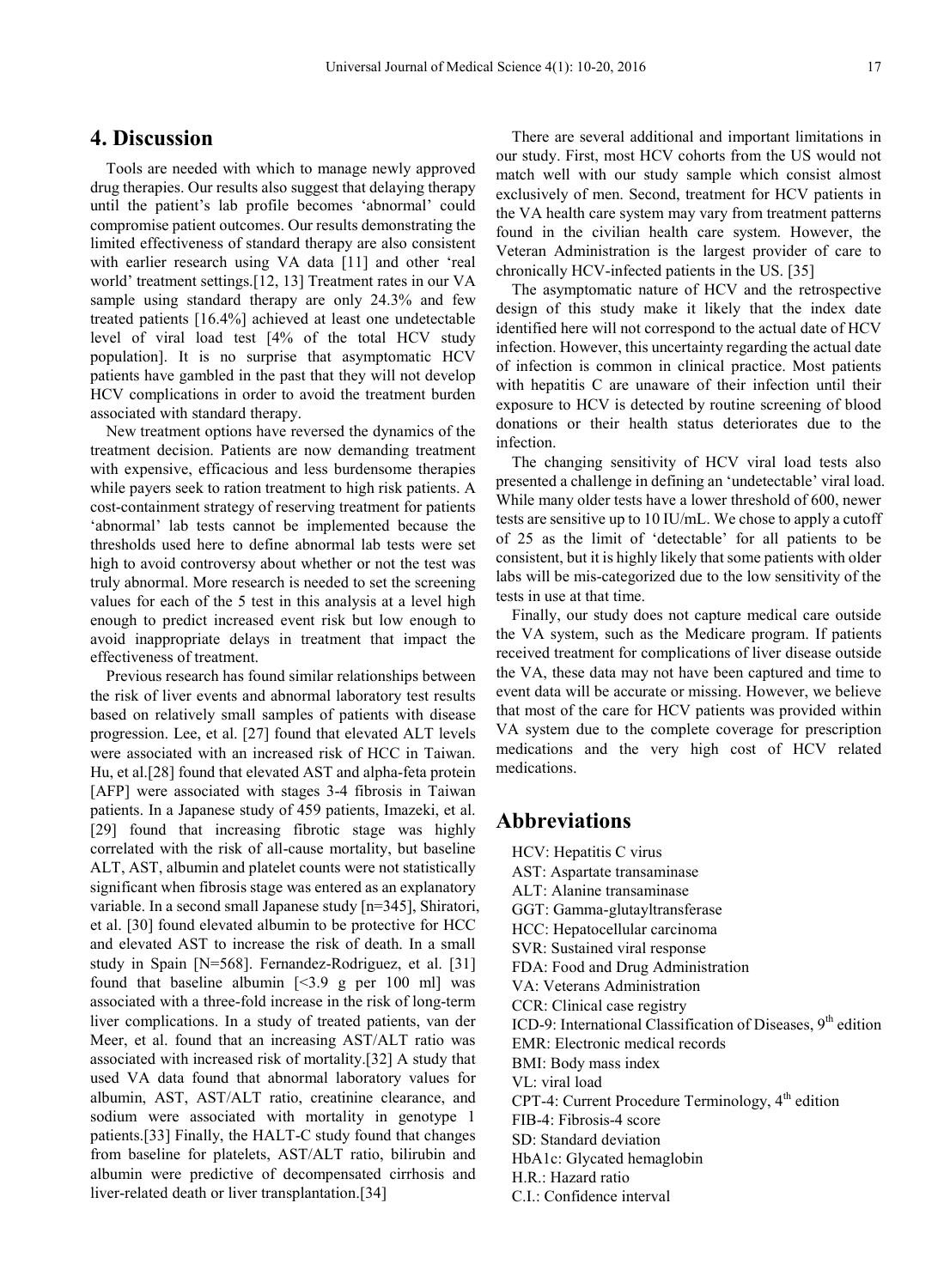## 4. Discussion

Tools are needed with which to manage newly approved drug therapies. Our results also suggest that delaying therapy until the patient's lab profile becomes 'abnormal' could compromise patient outcomes. Our results demonstrating the limited effectiveness of standard therapy are also consistent with earlier research using VA data [11] and other 'real world' treatment settings.[12, 13] Treatment rates in our VA sample using standard therapy are only 24.3% and few treated patients [16.4%] achieved at least one undetectable level of viral load test [4% of the total HCV study population]. It is no surprise that asymptomatic HCV patients have gambled in the past that they will not develop HCV complications in order to avoid the treatment burden associated with standard therapy.

New treatment options have reversed the dynamics of the treatment decision. Patients are now demanding treatment with expensive, efficacious and less burdensome therapies while payers seek to ration treatment to high risk patients. A cost-containment strategy of reserving treatment for patients 'abnormal' lab tests cannot be implemented because the thresholds used here to define abnormal lab tests were set high to avoid controversy about whether or not the test was truly abnormal. More research is needed to set the screening values for each of the 5 test in this analysis at a level high enough to predict increased event risk but low enough to avoid inappropriate delays in treatment that impact the effectiveness of treatment.

Previous research has found similar relationships between the risk of liver events and abnormal laboratory test results based on relatively small samples of patients with disease progression. Lee, et al. [27] found that elevated ALT levels were associated with an increased risk of HCC in Taiwan. Hu, et al.[28] found that elevated AST and alpha-feta protein [AFP] were associated with stages 3-4 fibrosis in Taiwan patients. In a Japanese study of 459 patients, Imazeki, et al. [29] found that increasing fibrotic stage was highly correlated with the risk of all-cause mortality, but baseline ALT, AST, albumin and platelet counts were not statistically significant when fibrosis stage was entered as an explanatory variable. In a second small Japanese study [n=345], Shiratori, et al. [30] found elevated albumin to be protective for HCC and elevated AST to increase the risk of death. In a small study in Spain [N=568]. Fernandez-Rodriguez, et al. [31] found that baseline albumin [<3.9 g per 100 ml] was associated with a three-fold increase in the risk of long-term liver complications. In a study of treated patients, van der Meer, et al. found that an increasing AST/ALT ratio was associated with increased risk of mortality.[32] A study that used VA data found that abnormal laboratory values for albumin, AST, AST/ALT ratio, creatinine clearance, and sodium were associated with mortality in genotype 1 patients.[33] Finally, the HALT-C study found that changes from baseline for platelets, AST/ALT ratio, bilirubin and albumin were predictive of decompensated cirrhosis and liver-related death or liver transplantation.[34]

There are several additional and important limitations in our study. First, most HCV cohorts from the US would not match well with our study sample which consist almost exclusively of men. Second, treatment for HCV patients in the VA health care system may vary from treatment patterns found in the civilian health care system. However, the Veteran Administration is the largest provider of care to chronically HCV-infected patients in the US. [35]

The asymptomatic nature of HCV and the retrospective design of this study make it likely that the index date identified here will not correspond to the actual date of HCV infection. However, this uncertainty regarding the actual date of infection is common in clinical practice. Most patients with hepatitis C are unaware of their infection until their exposure to HCV is detected by routine screening of blood donations or their health status deteriorates due to the infection.

The changing sensitivity of HCV viral load tests also presented a challenge in defining an 'undetectable' viral load. While many older tests have a lower threshold of 600, newer tests are sensitive up to 10 IU/mL. We chose to apply a cutoff of 25 as the limit of 'detectable' for all patients to be consistent, but it is highly likely that some patients with older labs will be mis-categorized due to the low sensitivity of the tests in use at that time.

Finally, our study does not capture medical care outside the VA system, such as the Medicare program. If patients received treatment for complications of liver disease outside the VA, these data may not have been captured and time to event data will be accurate or missing. However, we believe that most of the care for HCV patients was provided within VA system due to the complete coverage for prescription medications and the very high cost of HCV related medications.

## Abbreviations

HCV: Hepatitis C virus
AST: Aspartate transaminase
ALT: Alanine transaminase
GGT: Gamma-glutayltransferase
HCC: Hepatocellular carcinoma
SVR: Sustained viral response
FDA: Food and Drug Administration
VA: Veterans Administration
CCR: Clinical case registry
ICD-9: International Classification of Diseases, 9th edition
EMR: Electronic medical records
BMI: Body mass index
VL: viral load
CPT-4: Current Procedure Terminology, 4th edition
FIB-4: Fibrosis-4 score
SD: Standard deviation
HbA1c: Glycated hemaglobin
H.R.: Hazard ratio
C.I.: Confidence interval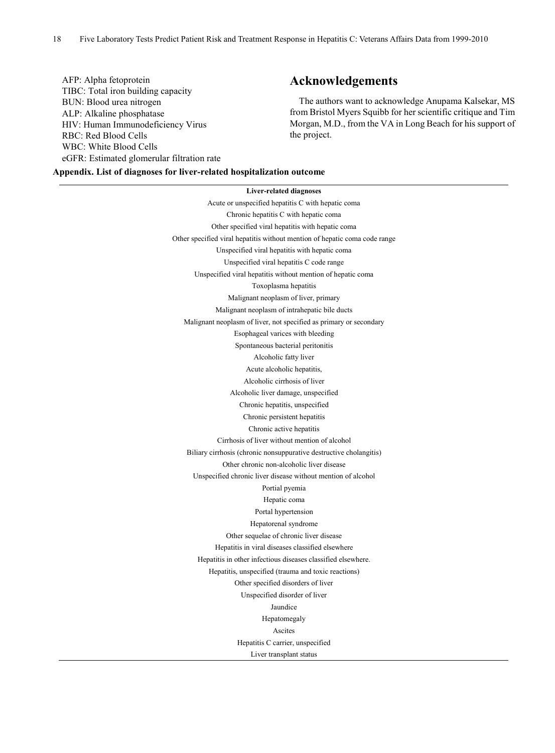AFP: Alpha fetoprotein
TIBC: Total iron building capacity
BUN: Blood urea nitrogen
ALP: Alkaline phosphatase
HIV: Human Immunodeficiency Virus
RBC: Red Blood Cells
WBC: White Blood Cells
eGFR: Estimated glomerular filtration rate

## Acknowledgements

The authors want to acknowledge Anupama Kalsekar, MS from Bristol Myers Squibb for her scientific critique and Tim Morgan, M.D., from the VA in Long Beach for his support of the project.

**Appendix. List of diagnoses for liver-related hospitalization outcome**

| Liver-related diagnoses |
| --- |
| Acute or unspecified hepatitis C with hepatic coma |
| Chronic hepatitis C with hepatic coma |
| Other specified viral hepatitis with hepatic coma |
| Other specified viral hepatitis without mention of hepatic coma code range |
| Unspecified viral hepatitis with hepatic coma |
| Unspecified viral hepatitis C code range |
| Unspecified viral hepatitis without mention of hepatic coma |
| Toxoplasma hepatitis |
| Malignant neoplasm of liver, primary |
| Malignant neoplasm of intrahepatic bile ducts |
| Malignant neoplasm of liver, not specified as primary or secondary |
| Esophageal varices with bleeding |
| Spontaneous bacterial peritonitis |
| Alcoholic fatty liver |
| Acute alcoholic hepatitis, |
| Alcoholic cirrhosis of liver |
| Alcoholic liver damage, unspecified |
| Chronic hepatitis, unspecified |
| Chronic persistent hepatitis |
| Chronic active hepatitis |
| Cirrhosis of liver without mention of alcohol |
| Biliary cirrhosis (chronic nonsuppurative destructive cholangitis) |
| Other chronic non-alcoholic liver disease |
| Unspecified chronic liver disease without mention of alcohol |
| Portial pyemia |
| Hepatic coma |
| Portal hypertension |
| Hepatorenal syndrome |
| Other sequelae of chronic liver disease |
| Hepatitis in viral diseases classified elsewhere |
| Hepatitis in other infectious diseases classified elsewhere. |
| Hepatitis, unspecified (trauma and toxic reactions) |
| Other specified disorders of liver |
| Unspecified disorder of liver |
| Jaundice |
| Hepatomegaly |
| Ascites |
| Hepatitis C carrier, unspecified |
| Liver transplant status |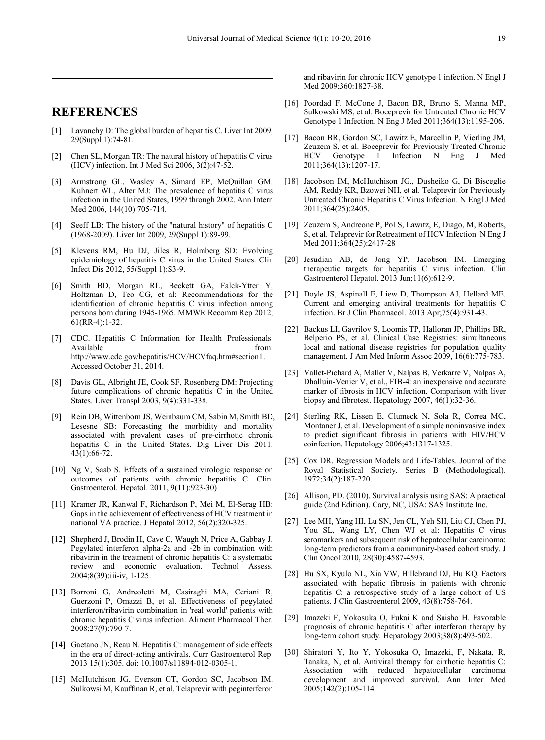## REFERENCES

[1] Lavanchy D: The global burden of hepatitis C. Liver Int 2009, 29(Suppl 1):74-81.

[2] Chen SL, Morgan TR: The natural history of hepatitis C virus (HCV) infection. Int J Med Sci 2006, 3(2):47-52.

[3] Armstrong GL, Wasley A, Simard EP, McQuillan GM, Kuhnert WL, Alter MJ: The prevalence of hepatitis C virus infection in the United States, 1999 through 2002. Ann Intern Med 2006, 144(10):705-714.

[4] Seeff LB: The history of the "natural history" of hepatitis C (1968-2009). Liver Int 2009, 29(Suppl 1):89-99.

[5] Klevens RM, Hu DJ, Jiles R, Holmberg SD: Evolving epidemiology of hepatitis C virus in the United States. Clin Infect Dis 2012, 55(Suppl 1):S3-9.

[6] Smith BD, Morgan RL, Beckett GA, Falck-Ytter Y, Holtzman D, Teo CG, et al: Recommendations for the identification of chronic hepatitis C virus infection among persons born during 1945-1965. MMWR Recomm Rep 2012, 61(RR-4):1-32.

[7] CDC. Hepatitis C Information for Health Professionals. Available from: http://www.cdc.gov/hepatitis/HCV/HCVfaq.htm#section1. Accessed October 31, 2014.

[8] Davis GL, Albright JE, Cook SF, Rosenberg DM: Projecting future complications of chronic hepatitis C in the United States. Liver Transpl 2003, 9(4):331-338.

[9] Rein DB, Wittenborn JS, Weinbaum CM, Sabin M, Smith BD, Lesesne SB: Forecasting the morbidity and mortality associated with prevalent cases of pre-cirrhotic chronic hepatitis C in the United States. Dig Liver Dis 2011, 43(1):66-72.

[10] Ng V, Saab S. Effects of a sustained virologic response on outcomes of patients with chronic hepatitis C. Clin. Gastroenterol. Hepatol. 2011, 9(11):923-30)

[11] Kramer JR, Kanwal F, Richardson P, Mei M, El-Serag HB: Gaps in the achievement of effectiveness of HCV treatment in national VA practice. J Hepatol 2012, 56(2):320-325.

[12] Shepherd J, Brodin H, Cave C, Waugh N, Price A, Gabbay J. Pegylated interferon alpha-2a and -2b in combination with ribavirin in the treatment of chronic hepatitis C: a systematic review and economic evaluation. Technol Assess. 2004;8(39):iii-iv, 1-125.

[13] Borroni G, Andreoletti M, Casiraghi MA, Ceriani R, Guerzoni P, Omazzi B, et al. Effectiveness of pegylated interferon/ribavirin combination in 'real world' patients with chronic hepatitis C virus infection. Aliment Pharmacol Ther. 2008;27(9):790-7.

[14] Gaetano JN, Reau N. Hepatitis C: management of side effects in the era of direct-acting antivirals. Curr Gastroenterol Rep. 2013 15(1):305. doi: 10.1007/s11894-012-0305-1.

[15] McHutchison JG, Everson GT, Gordon SC, Jacobson IM, Sulkowsi M, Kauffman R, et al. Telaprevir with peginterferon and ribavirin for chronic HCV genotype 1 infection. N Engl J Med 2009;360:1827-38.

[16] Poordad F, McCone J, Bacon BR, Bruno S, Manna MP, Sulkowski MS, et al. Boceprevir for Untreated Chronic HCV Genotype 1 Infection. N Eng J Med 2011;364(13):1195-206.

[17] Bacon BR, Gordon SC, Lawitz E, Marcellin P, Vierling JM, Zeuzem S, et al. Boceprevir for Previously Treated Chronic HCV Genotype 1 Infection N Eng J Med 2011;364(13):1207-17.

[18] Jacobson IM, McHutchison JG., Dusheiko G, Di Bisceglie AM, Reddy KR, Bzowei NH, et al. Telaprevir for Previously Untreated Chronic Hepatitis C Virus Infection. N Engl J Med 2011;364(25):2405.

[19] Zeuzem S, Andreone P, Pol S, Lawitz, E, Diago, M, Roberts, S, et al. Telaprevir for Retreatment of HCV Infection. N Eng J Med 2011;364(25):2417-28

[20] Jesudian AB, de Jong YP, Jacobson IM. Emerging therapeutic targets for hepatitis C virus infection. Clin Gastroenterol Hepatol. 2013 Jun;11(6):612-9.

[21] Doyle JS, Aspinall E, Liew D, Thompson AJ, Hellard ME. Current and emerging antiviral treatments for hepatitis C infection. Br J Clin Pharmacol. 2013 Apr;75(4):931-43.

[22] Backus LI, Gavrilov S, Loomis TP, Halloran JP, Phillips BR, Belperio PS, et al. Clinical Case Registries: simultaneous local and national disease registries for population quality management. J Am Med Inform Assoc 2009, 16(6):775-783.

[23] Vallet-Pichard A, Mallet V, Nalpas B, Verkarre V, Nalpas A, Dhalluin-Venier V, et al., FIB-4: an inexpensive and accurate marker of fibrosis in HCV infection. Comparison with liver biopsy and fibrotest. Hepatology 2007, 46(1):32-36.

[24] Sterling RK, Lissen E, Clumeck N, Sola R, Correa MC, Montaner J, et al. Development of a simple noninvasive index to predict significant fibrosis in patients with HIV/HCV coinfection. Hepatology 2006;43:1317-1325.

[25] Cox DR. Regression Models and Life-Tables. Journal of the Royal Statistical Society. Series B (Methodological). 1972;34(2):187-220.

[26] Allison, PD. (2010). Survival analysis using SAS: A practical guide (2nd Edition). Cary, NC, USA: SAS Institute Inc.

[27] Lee MH, Yang HI, Lu SN, Jen CL, Yeh SH, Liu CJ, Chen PJ, You SL, Wang LY, Chen WJ et al: Hepatitis C virus seromarkers and subsequent risk of hepatocellular carcinoma: long-term predictors from a community-based cohort study. J Clin Oncol 2010, 28(30):4587-4593.

[28] Hu SX, Kyulo NL, Xia VW, Hillebrand DJ, Hu KQ. Factors associated with hepatic fibrosis in patients with chronic hepatitis C: a retrospective study of a large cohort of US patients. J Clin Gastroenterol 2009, 43(8):758-764.

[29] Imazeki F, Yokosuka O, Fukai K and Saisho H. Favorable prognosis of chronic hepatitis C after interferon therapy by long-term cohort study. Hepatology 2003;38(8):493-502.

[30] Shiratori Y, Ito Y, Yokosuka O, Imazeki, F, Nakata, R, Tanaka, N, et al. Antiviral therapy for cirrhotic hepatitis C: Association with reduced hepatocellular carcinoma development and improved survival. Ann Inter Med 2005;142(2):105-114.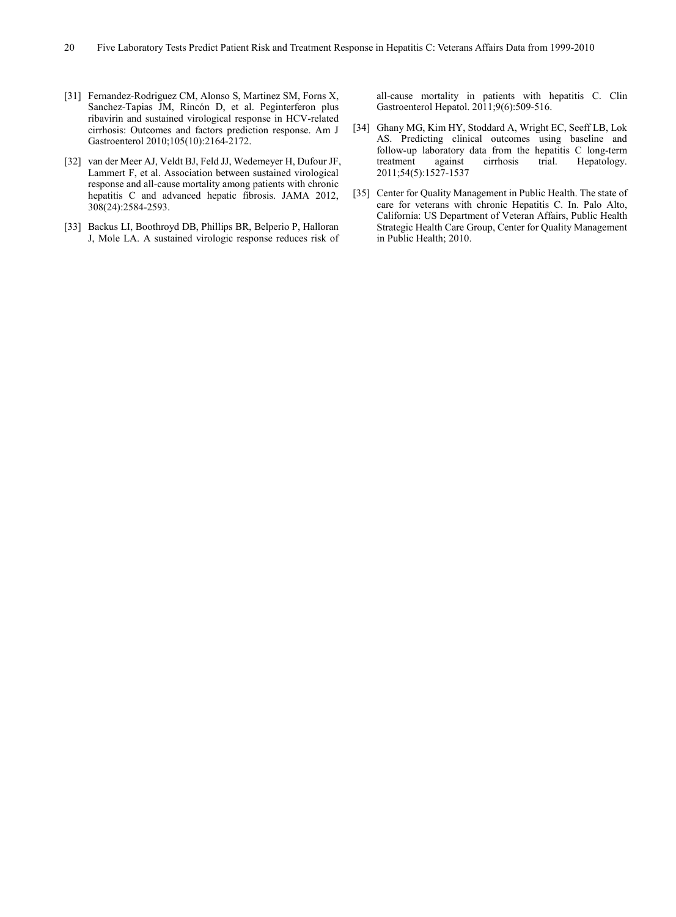[31] Fernandez-Rodriguez CM, Alonso S, Martinez SM, Forns X, Sanchez-Tapias JM, Rincón D, et al. Peginterferon plus ribavirin and sustained virological response in HCV-related cirrhosis: Outcomes and factors prediction response. Am J Gastroenterol 2010;105(10):2164-2172.

[32] van der Meer AJ, Veldt BJ, Feld JJ, Wedemeyer H, Dufour JF, Lammert F, et al. Association between sustained virological response and all-cause mortality among patients with chronic hepatitis C and advanced hepatic fibrosis. JAMA 2012, 308(24):2584-2593.

[33] Backus LI, Boothroyd DB, Phillips BR, Belperio P, Halloran J, Mole LA. A sustained virologic response reduces risk of all-cause mortality in patients with hepatitis C. Clin Gastroenterol Hepatol. 2011;9(6):509-516.

[34] Ghany MG, Kim HY, Stoddard A, Wright EC, Seeff LB, Lok AS. Predicting clinical outcomes using baseline and follow-up laboratory data from the hepatitis C long-term treatment against cirrhosis trial. Hepatology. 2011;54(5):1527-1537

[35] Center for Quality Management in Public Health. The state of care for veterans with chronic Hepatitis C. In. Palo Alto, California: US Department of Veteran Affairs, Public Health Strategic Health Care Group, Center for Quality Management in Public Health; 2010.